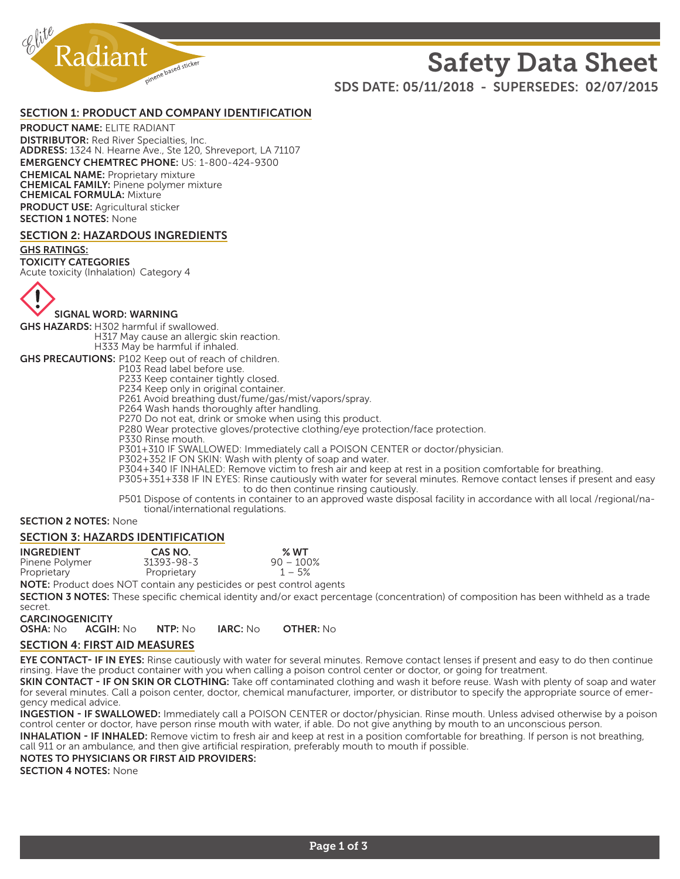Elite Radiant pinene based sticker

# Safety Data Sheet

**SDS DATE: 05/11/2018 - SUPERSEDES: 02/07/2015**

## SECTION 1: PRODUCT AND COMPANY IDENTIFICATION

**PRODUCT NAME:** ELITE RADIANT
**DISTRIBUTOR:** Red River Specialties, Inc.
**ADDRESS:** 1324 N. Hearne Ave., Ste 120, Shreveport, LA 71107
**EMERGENCY CHEMTREC PHONE:** US: 1-800-424-9300
**CHEMICAL NAME:** Proprietary mixture
**CHEMICAL FAMILY:** Pinene polymer mixture
**CHEMICAL FORMULA:** Mixture
**PRODUCT USE:** Agricultural sticker
**SECTION 1 NOTES:** None

## SECTION 2: HAZARDOUS INGREDIENTS

**GHS RATINGS:**
**TOXICITY CATEGORIES**
Acute toxicity (Inhalation) Category 4

**SIGNAL WORD: WARNING**

**GHS HAZARDS:** H302 harmful if swallowed.
H317 May cause an allergic skin reaction.
H333 May be harmful if inhaled.

**GHS PRECAUTIONS:** P102 Keep out of reach of children.
P103 Read label before use.
P233 Keep container tightly closed.
P234 Keep only in original container.
P261 Avoid breathing dust/fume/gas/mist/vapors/spray.
P264 Wash hands thoroughly after handling.
P270 Do not eat, drink or smoke when using this product.
P280 Wear protective gloves/protective clothing/eye protection/face protection.
P330 Rinse mouth.
P301+310 IF SWALLOWED: Immediately call a POISON CENTER or doctor/physician.
P302+352 IF ON SKIN: Wash with plenty of soap and water.
P304+340 IF INHALED: Remove victim to fresh air and keep at rest in a position comfortable for breathing.
P305+351+338 IF IN EYES: Rinse cautiously with water for several minutes. Remove contact lenses if present and easy to do then continue rinsing cautiously.
P501 Dispose of contents in container to an approved waste disposal facility in accordance with all local /regional/national/international regulations.

**SECTION 2 NOTES:** None

## SECTION 3: HAZARDS IDENTIFICATION

| INGREDIENT | CAS NO. | % WT |
|---|---|---|
| Pinene Polymer | 31393-98-3 | 90 – 100% |
| Proprietary | Proprietary | 1 – 5% |

**NOTE:** Product does NOT contain any pesticides or pest control agents

**SECTION 3 NOTES:** These specific chemical identity and/or exact percentage (concentration) of composition has been withheld as a trade secret.

**CARCINOGENICITY**
**OSHA:** No **ACGIH:** No **NTP:** No **IARC:** No **OTHER:** No

## SECTION 4: FIRST AID MEASURES

**EYE CONTACT- IF IN EYES:** Rinse cautiously with water for several minutes. Remove contact lenses if present and easy to do then continue rinsing. Have the product container with you when calling a poison control center or doctor, or going for treatment.

**SKIN CONTACT - IF ON SKIN OR CLOTHING:** Take off contaminated clothing and wash it before reuse. Wash with plenty of soap and water for several minutes. Call a poison center, doctor, chemical manufacturer, importer, or distributor to specify the appropriate source of emergency medical advice.

**INGESTION - IF SWALLOWED:** Immediately call a POISON CENTER or doctor/physician. Rinse mouth. Unless advised otherwise by a poison control center or doctor, have person rinse mouth with water, if able. Do not give anything by mouth to an unconscious person.

**INHALATION - IF INHALED:** Remove victim to fresh air and keep at rest in a position comfortable for breathing. If person is not breathing, call 911 or an ambulance, and then give artificial respiration, preferably mouth to mouth if possible.

**NOTES TO PHYSICIANS OR FIRST AID PROVIDERS:**

**SECTION 4 NOTES:** None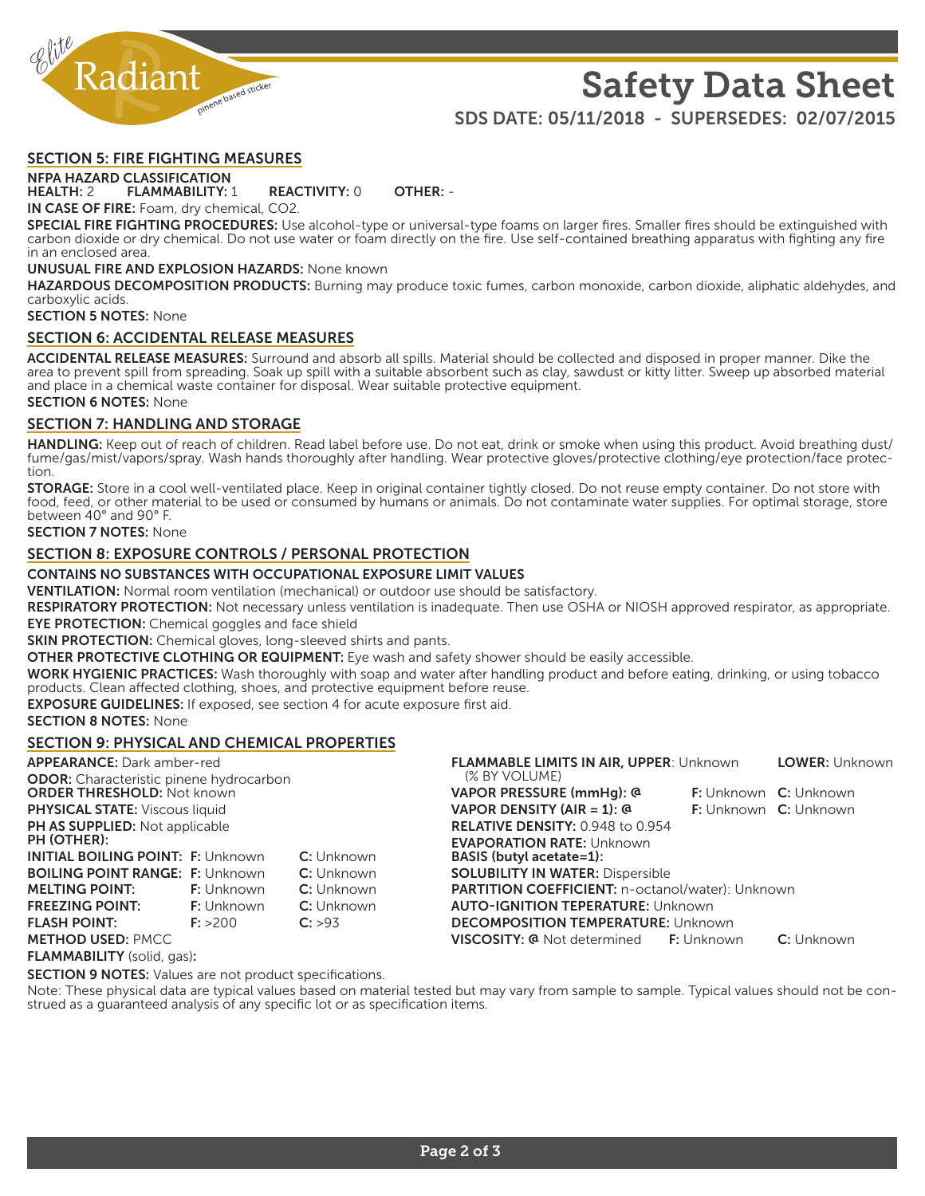# Safety Data Sheet

**SDS DATE: 05/11/2018 - SUPERSEDES: 02/07/2015**

## SECTION 5: FIRE FIGHTING MEASURES

**NFPA HAZARD CLASSIFICATION**
**HEALTH:** 2 **FLAMMABILITY:** 1 **REACTIVITY:** 0 **OTHER:** -

**IN CASE OF FIRE:** Foam, dry chemical, CO2.

**SPECIAL FIRE FIGHTING PROCEDURES:** Use alcohol-type or universal-type foams on larger fires. Smaller fires should be extinguished with carbon dioxide or dry chemical. Do not use water or foam directly on the fire. Use self-contained breathing apparatus with fighting any fire in an enclosed area.

**UNUSUAL FIRE AND EXPLOSION HAZARDS:** None known

**HAZARDOUS DECOMPOSITION PRODUCTS:** Burning may produce toxic fumes, carbon monoxide, carbon dioxide, aliphatic aldehydes, and carboxylic acids.

**SECTION 5 NOTES:** None

## SECTION 6: ACCIDENTAL RELEASE MEASURES

**ACCIDENTAL RELEASE MEASURES:** Surround and absorb all spills. Material should be collected and disposed in proper manner. Dike the area to prevent spill from spreading. Soak up spill with a suitable absorbent such as clay, sawdust or kitty litter. Sweep up absorbed material and place in a chemical waste container for disposal. Wear suitable protective equipment.

**SECTION 6 NOTES:** None

## SECTION 7: HANDLING AND STORAGE

**HANDLING:** Keep out of reach of children. Read label before use. Do not eat, drink or smoke when using this product. Avoid breathing dust/fume/gas/mist/vapors/spray. Wash hands thoroughly after handling. Wear protective gloves/protective clothing/eye protection/face protection.

**STORAGE:** Store in a cool well-ventilated place. Keep in original container tightly closed. Do not reuse empty container. Do not store with food, feed, or other material to be used or consumed by humans or animals. Do not contaminate water supplies. For optimal storage, store between 40° and 90° F.

**SECTION 7 NOTES:** None

## SECTION 8: EXPOSURE CONTROLS / PERSONAL PROTECTION

**CONTAINS NO SUBSTANCES WITH OCCUPATIONAL EXPOSURE LIMIT VALUES**

**VENTILATION:** Normal room ventilation (mechanical) or outdoor use should be satisfactory.

**RESPIRATORY PROTECTION:** Not necessary unless ventilation is inadequate. Then use OSHA or NIOSH approved respirator, as appropriate.

**EYE PROTECTION:** Chemical goggles and face shield

**SKIN PROTECTION:** Chemical gloves, long-sleeved shirts and pants.

**OTHER PROTECTIVE CLOTHING OR EQUIPMENT:** Eye wash and safety shower should be easily accessible.

**WORK HYGIENIC PRACTICES:** Wash thoroughly with soap and water after handling product and before eating, drinking, or using tobacco products. Clean affected clothing, shoes, and protective equipment before reuse.

**EXPOSURE GUIDELINES:** If exposed, see section 4 for acute exposure first aid.

**SECTION 8 NOTES:** None

## SECTION 9: PHYSICAL AND CHEMICAL PROPERTIES

**APPEARANCE:** Dark amber-red
**ODOR:** Characteristic pinene hydrocarbon
**ORDER THRESHOLD:** Not known
**PHYSICAL STATE:** Viscous liquid
**PH AS SUPPLIED:** Not applicable
**PH (OTHER):**

| | F | C |
|---|---|---|
| **INITIAL BOILING POINT:** | Unknown | Unknown |
| **BOILING POINT RANGE:** | Unknown | Unknown |
| **MELTING POINT:** | Unknown | Unknown |
| **FREEZING POINT:** | Unknown | Unknown |
| **FLASH POINT:** | >200 | >93 |

**METHOD USED:** PMCC
**FLAMMABILITY** (solid, gas):

**FLAMMABLE LIMITS IN AIR, UPPER** (% BY VOLUME): Unknown **LOWER:** Unknown
**VAPOR PRESSURE (mmHg): @** **F:** Unknown **C:** Unknown
**VAPOR DENSITY (AIR = 1): @** **F:** Unknown **C:** Unknown
**RELATIVE DENSITY:** 0.948 to 0.954
**EVAPORATION RATE:** Unknown
**BASIS (butyl acetate=1):**
**SOLUBILITY IN WATER:** Dispersible
**PARTITION COEFFICIENT:** n-octanol/water): Unknown
**AUTO-IGNITION TEPERATURE:** Unknown
**DECOMPOSITION TEMPERATURE:** Unknown
**VISCOSITY: @** Not determined **F:** Unknown **C:** Unknown

**SECTION 9 NOTES:** Values are not product specifications.

Note: These physical data are typical values based on material tested but may vary from sample to sample. Typical values should not be construed as a guaranteed analysis of any specific lot or as specification items.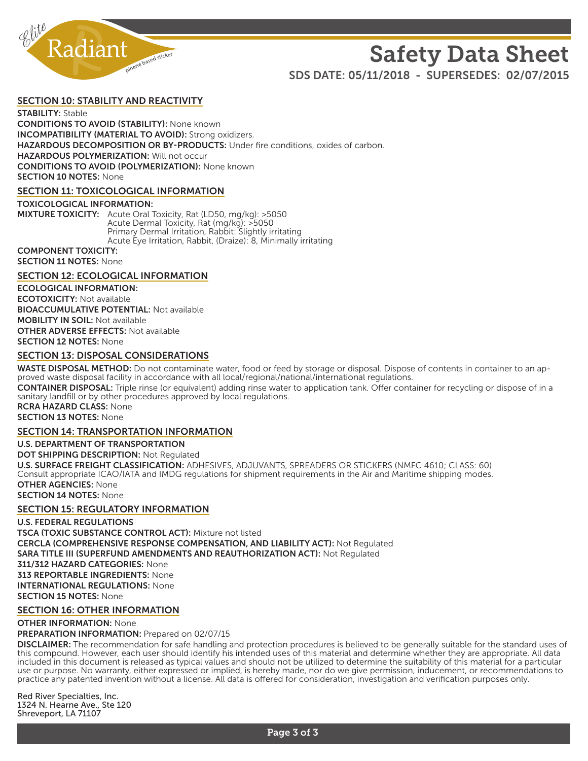## SECTION 10: STABILITY AND REACTIVITY

**STABILITY:** Stable
**CONDITIONS TO AVOID (STABILITY):** None known
**INCOMPATIBILITY (MATERIAL TO AVOID):** Strong oxidizers.
**HAZARDOUS DECOMPOSITION OR BY-PRODUCTS:** Under fire conditions, oxides of carbon.
**HAZARDOUS POLYMERIZATION:** Will not occur
**CONDITIONS TO AVOID (POLYMERIZATION):** None known
**SECTION 10 NOTES:** None

## SECTION 11: TOXICOLOGICAL INFORMATION

**TOXICOLOGICAL INFORMATION:**
**MIXTURE TOXICITY:** Acute Oral Toxicity, Rat (LD50, mg/kg): >5050
Acute Dermal Toxicity, Rat (mg/kg): >5050
Primary Dermal Irritation, Rabbit: Slightly irritating
Acute Eye Irritation, Rabbit, (Draize): 8, Minimally irritating
**COMPONENT TOXICITY:**
**SECTION 11 NOTES:** None

## SECTION 12: ECOLOGICAL INFORMATION

**ECOLOGICAL INFORMATION:**
**ECOTOXICITY:** Not available
**BIOACCUMULATIVE POTENTIAL:** Not available
**MOBILITY IN SOIL:** Not available
**OTHER ADVERSE EFFECTS:** Not available
**SECTION 12 NOTES:** None

## SECTION 13: DISPOSAL CONSIDERATIONS

**WASTE DISPOSAL METHOD:** Do not contaminate water, food or feed by storage or disposal. Dispose of contents in container to an approved waste disposal facility in accordance with all local/regional/national/international regulations.
**CONTAINER DISPOSAL:** Triple rinse (or equivalent) adding rinse water to application tank. Offer container for recycling or dispose of in a sanitary landfill or by other procedures approved by local regulations.
**RCRA HAZARD CLASS:** None
**SECTION 13 NOTES:** None

## SECTION 14: TRANSPORTATION INFORMATION

**U.S. DEPARTMENT OF TRANSPORTATION**
**DOT SHIPPING DESCRIPTION:** Not Regulated
**U.S. SURFACE FREIGHT CLASSIFICATION:** ADHESIVES, ADJUVANTS, SPREADERS OR STICKERS (NMFC 4610; CLASS: 60)
Consult appropriate ICAO/IATA and IMDG regulations for shipment requirements in the Air and Maritime shipping modes.
**OTHER AGENCIES:** None
**SECTION 14 NOTES:** None

## SECTION 15: REGULATORY INFORMATION

**U.S. FEDERAL REGULATIONS**
**TSCA (TOXIC SUBSTANCE CONTROL ACT):** Mixture not listed
**CERCLA (COMPREHENSIVE RESPONSE COMPENSATION, AND LIABILITY ACT):** Not Regulated
**SARA TITLE III (SUPERFUND AMENDMENTS AND REAUTHORIZATION ACT):** Not Regulated
**311/312 HAZARD CATEGORIES:** None
**313 REPORTABLE INGREDIENTS:** None
**INTERNATIONAL REGULATIONS:** None
**SECTION 15 NOTES:** None

## SECTION 16: OTHER INFORMATION

**OTHER INFORMATION:** None
**PREPARATION INFORMATION:** Prepared on 02/07/15
**DISCLAIMER:** The recommendation for safe handling and protection procedures is believed to be generally suitable for the standard uses of this compound. However, each user should identify his intended uses of this material and determine whether they are appropriate. All data included in this document is released as typical values and should not be utilized to determine the suitability of this material for a particular use or purpose. No warranty, either expressed or implied, is hereby made, nor do we give permission, inducement, or recommendations to practice any patented invention without a license. All data is offered for consideration, investigation and verification purposes only.

Red River Specialties, Inc.
1324 N. Hearne Ave., Ste 120
Shreveport, LA 71107